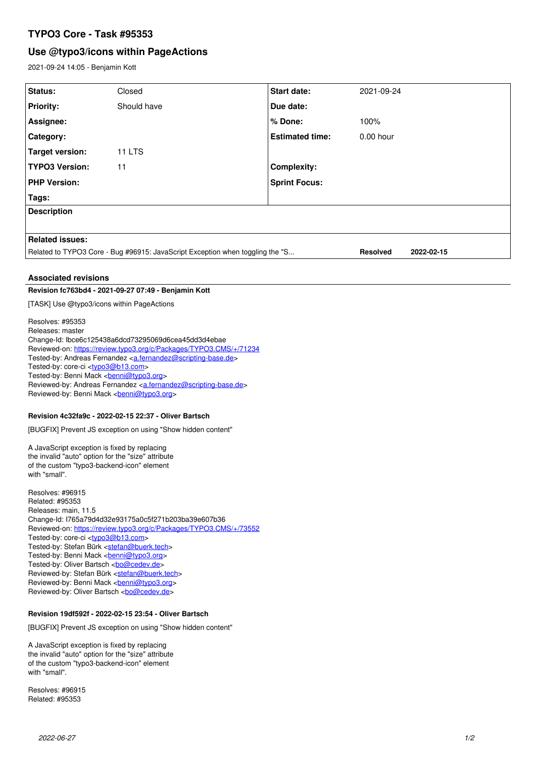# TYPO3 Core - Task #95353

## Use @typo3/icons within PageActions

2021-09-24 14:05 - Benjamin Kott

| Status: | Closed | Start date: | 2021-09-24 |
|---|---|---|---|
| Priority: | Should have | Due date: | |
| Assignee: | | % Done: | 100% |
| Category: | | Estimated time: | 0.00 hour |
| Target version: | 11 LTS | | |
| TYPO3 Version: | 11 | Complexity: | |
| PHP Version: | | Sprint Focus: | |
| Tags: | | | |

**Description**

**Related issues:**

| | | |
|---|---|---|
| Related to TYPO3 Core - Bug #96915: JavaScript Exception when toggling the "S... | **Resolved** | **2022-02-15** |

### Associated revisions

**Revision fc763bd4 - 2021-09-27 07:49 - Benjamin Kott**

[TASK] Use @typo3/icons within PageActions

Resolves: #95353
Releases: master
Change-Id: Ibce6c125438a6dcd73295069d6cea45dd3d4ebae
Reviewed-on: https://review.typo3.org/c/Packages/TYPO3.CMS/+/71234
Tested-by: Andreas Fernandez <a.fernandez@scripting-base.de>
Tested-by: core-ci <typo3@b13.com>
Tested-by: Benni Mack <benni@typo3.org>
Reviewed-by: Andreas Fernandez <a.fernandez@scripting-base.de>
Reviewed-by: Benni Mack <benni@typo3.org>

**Revision 4c32fa9c - 2022-02-15 22:37 - Oliver Bartsch**

[BUGFIX] Prevent JS exception on using "Show hidden content"

A JavaScript exception is fixed by replacing
the invalid "auto" option for the "size" attribute
of the custom "typo3-backend-icon" element
with "small".

Resolves: #96915
Related: #95353
Releases: main, 11.5
Change-Id: I765a79d4d32e93175a0c5f271b203ba39e607b36
Reviewed-on: https://review.typo3.org/c/Packages/TYPO3.CMS/+/73552
Tested-by: core-ci <typo3@b13.com>
Tested-by: Stefan Bürk <stefan@buerk.tech>
Tested-by: Benni Mack <benni@typo3.org>
Tested-by: Oliver Bartsch <bo@cedev.de>
Reviewed-by: Stefan Bürk <stefan@buerk.tech>
Reviewed-by: Benni Mack <benni@typo3.org>
Reviewed-by: Oliver Bartsch <bo@cedev.de>

**Revision 19df592f - 2022-02-15 23:54 - Oliver Bartsch**

[BUGFIX] Prevent JS exception on using "Show hidden content"

A JavaScript exception is fixed by replacing
the invalid "auto" option for the "size" attribute
of the custom "typo3-backend-icon" element
with "small".

Resolves: #96915
Related: #95353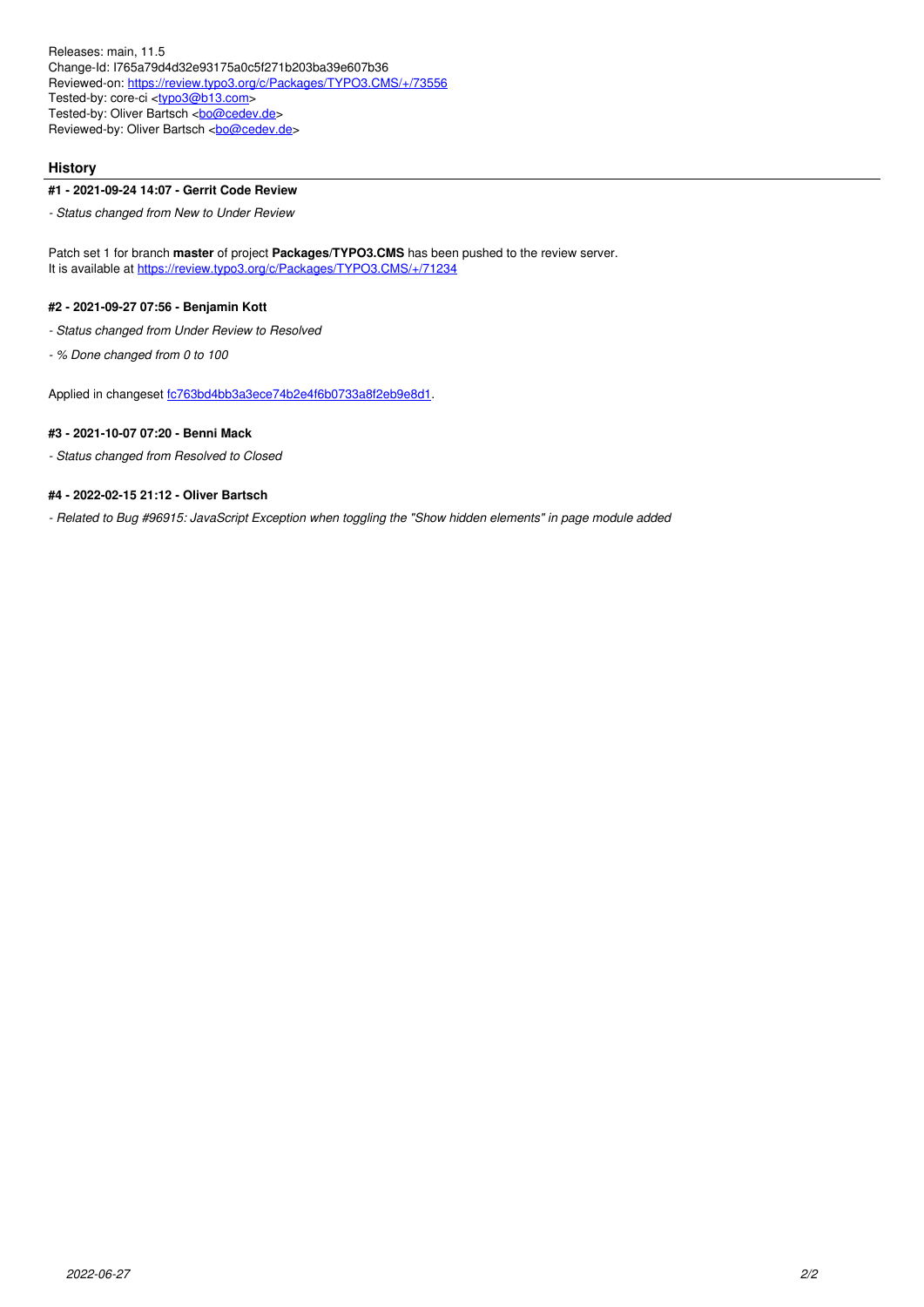Releases: main, 11.5
Change-Id: I765a79d4d32e93175a0c5f271b203ba39e607b36
Reviewed-on: https://review.typo3.org/c/Packages/TYPO3.CMS/+/73556
Tested-by: core-ci <typo3@b13.com>
Tested-by: Oliver Bartsch <bo@cedev.de>
Reviewed-by: Oliver Bartsch <bo@cedev.de>

## History

#### #1 - 2021-09-24 14:07 - Gerrit Code Review

- *Status changed from New to Under Review*

Patch set 1 for branch **master** of project **Packages/TYPO3.CMS** has been pushed to the review server.
It is available at https://review.typo3.org/c/Packages/TYPO3.CMS/+/71234

#### #2 - 2021-09-27 07:56 - Benjamin Kott

- *Status changed from Under Review to Resolved*
- *% Done changed from 0 to 100*

Applied in changeset fc763bd4bb3a3ece74b2e4f6b0733a8f2eb9e8d1.

#### #3 - 2021-10-07 07:20 - Benni Mack

- *Status changed from Resolved to Closed*

#### #4 - 2022-02-15 21:12 - Oliver Bartsch

- *Related to Bug #96915: JavaScript Exception when toggling the "Show hidden elements" in page module added*